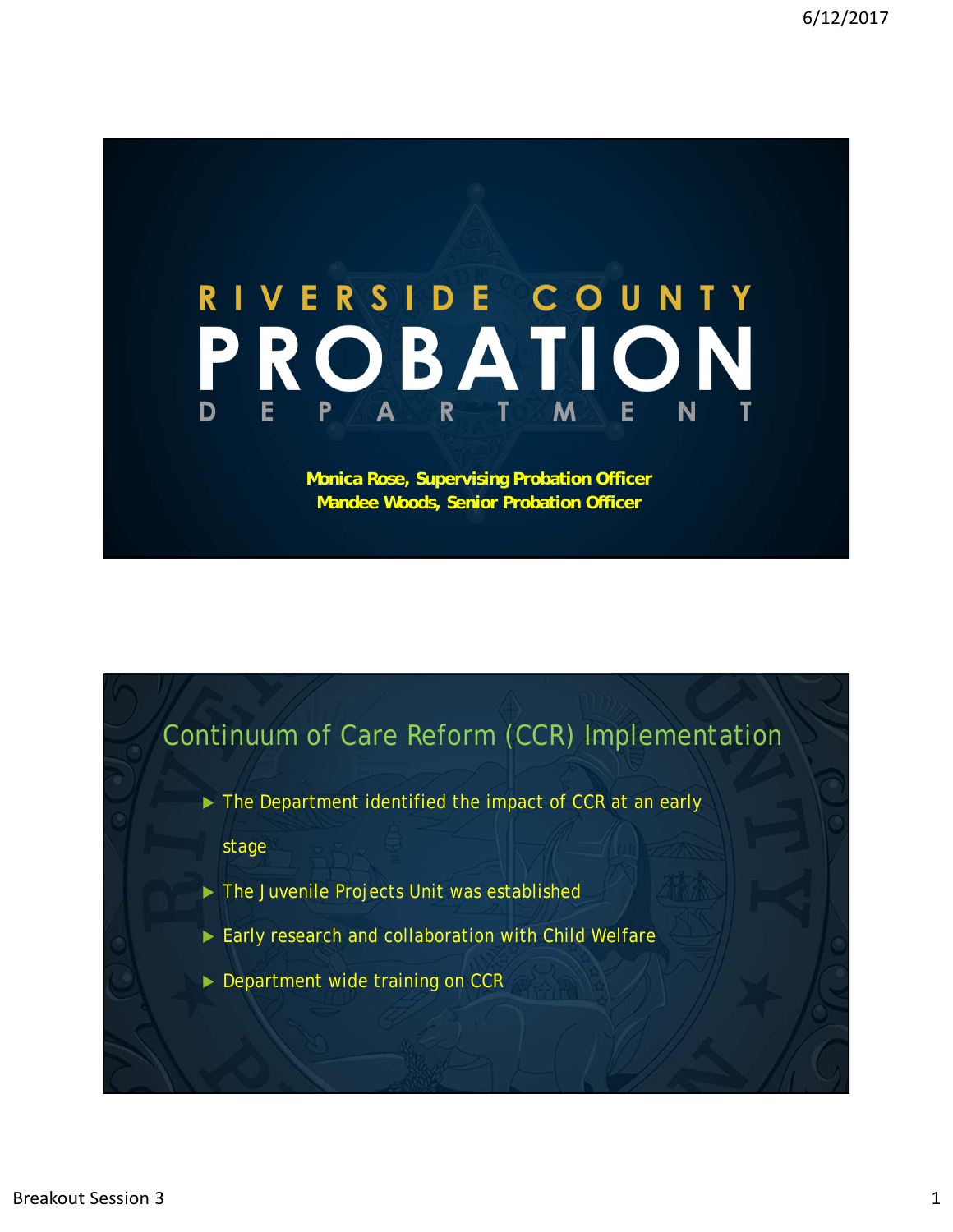# RIVERSIDE COUNTY PROBATION DEPARTMENT

**Monica Rose, Supervising Probation Officer**
**Mandee Woods, Senior Probation Officer**

## Continuum of Care Reform (CCR) Implementation

- The Department identified the impact of CCR at an early stage
- The Juvenile Projects Unit was established
- Early research and collaboration with Child Welfare
- Department wide training on CCR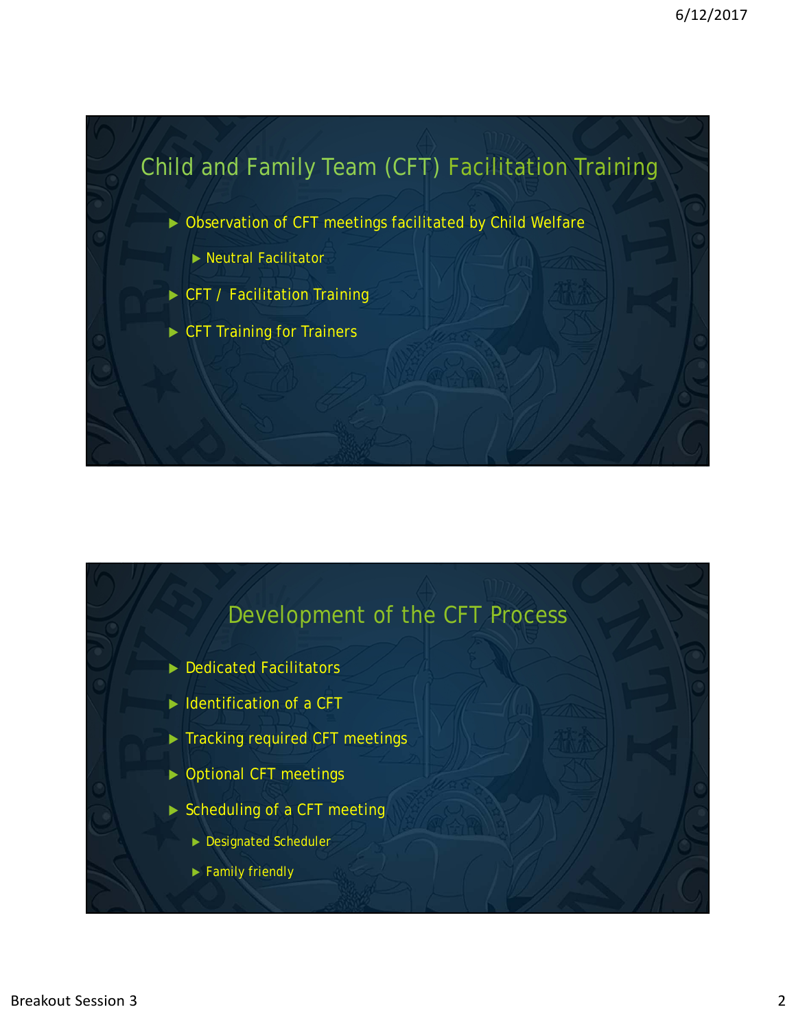## Child and Family Team (CFT) Facilitation Training

- Observation of CFT meetings facilitated by Child Welfare
  - Neutral Facilitator
- CFT / Facilitation Training
- CFT Training for Trainers

## Development of the CFT Process

- Dedicated Facilitators
- Identification of a CFT
- Tracking required CFT meetings
- Optional CFT meetings
- Scheduling of a CFT meeting
  - Designated Scheduler
  - Family friendly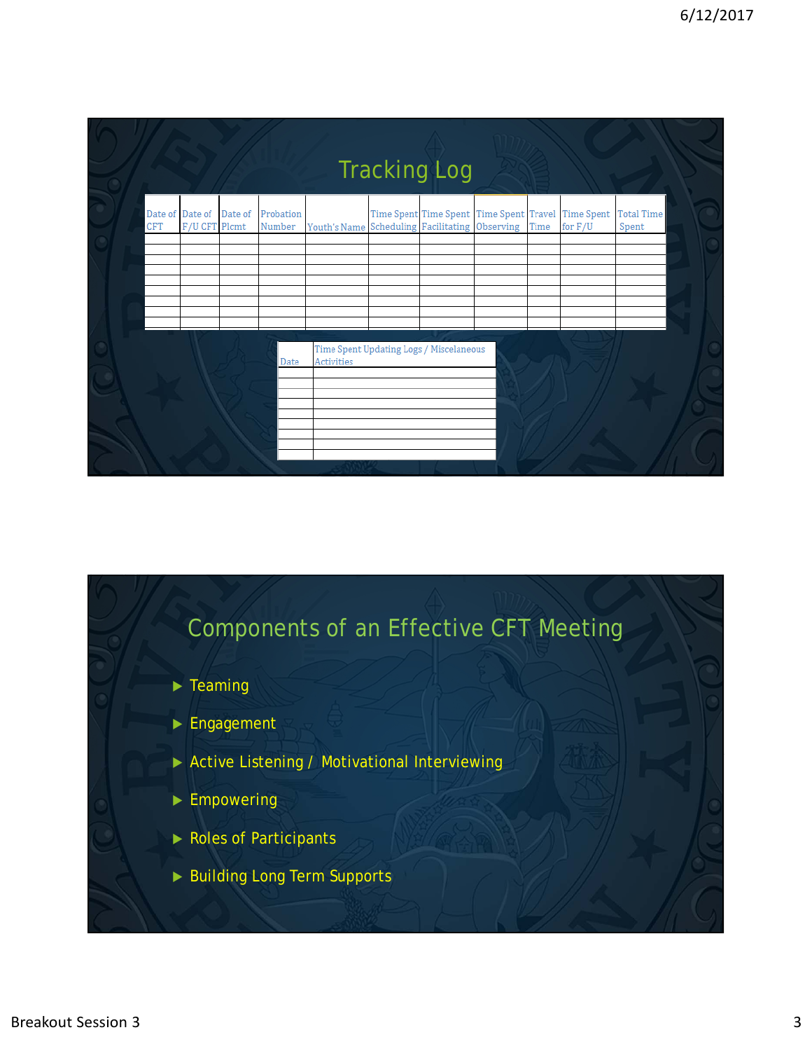# Tracking Log

| Date of CFT | Date of F/U CFT | Date of Plcmt | Probation Number | Youth's Name | Time Spent Scheduling | Time Spent Facilitating | Time Spent Observing | Travel Time | Time Spent for F/U | Total Time Spent |
|---|---|---|---|---|---|---|---|---|---|---|
| | | | | | | | | | | |
| | | | | | | | | | | |
| | | | | | | | | | | |
| | | | | | | | | | | |
| | | | | | | | | | | |
| | | | | | | | | | | |
| | | | | | | | | | | |
| | | | | | | | | | | |
| | | | | | | | | | | |

| Date | Time Spent Updating Logs / Miscelaneous Activities |
|---|---|
| | |
| | |
| | |
| | |
| | |
| | |
| | |
| | |
| | |

# Components of an Effective CFT Meeting

- Teaming
- Engagement
- Active Listening / Motivational Interviewing
- Empowering
- Roles of Participants
- Building Long Term Supports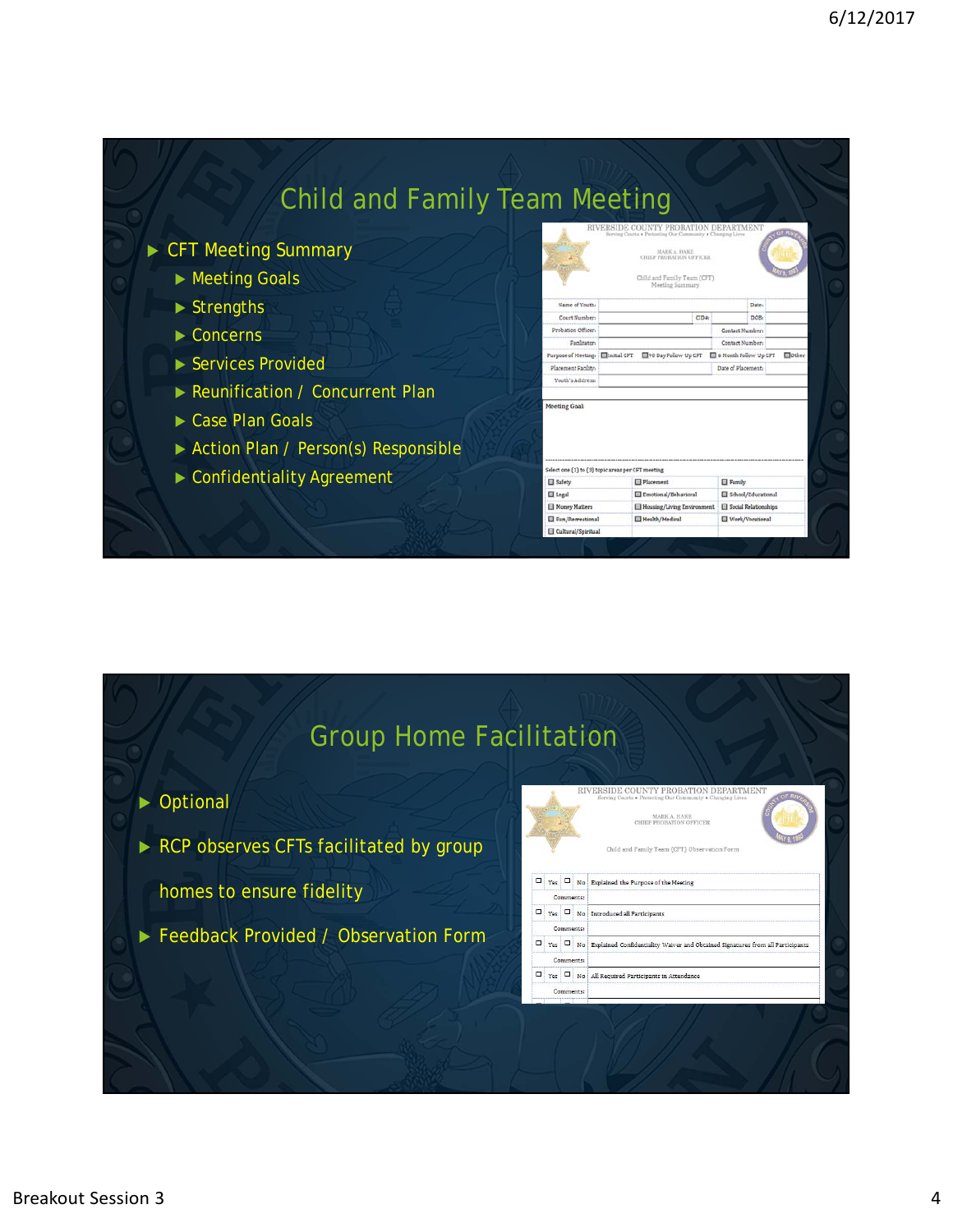## Child and Family Team Meeting

- CFT Meeting Summary
  - Meeting Goals
  - Strengths
  - Concerns
  - Services Provided
  - Reunification / Concurrent Plan
  - Case Plan Goals
  - Action Plan / Person(s) Responsible
  - Confidentiality Agreement

## Group Home Facilitation

- Optional
- RCP observes CFTs facilitated by group homes to ensure fidelity
- Feedback Provided / Observation Form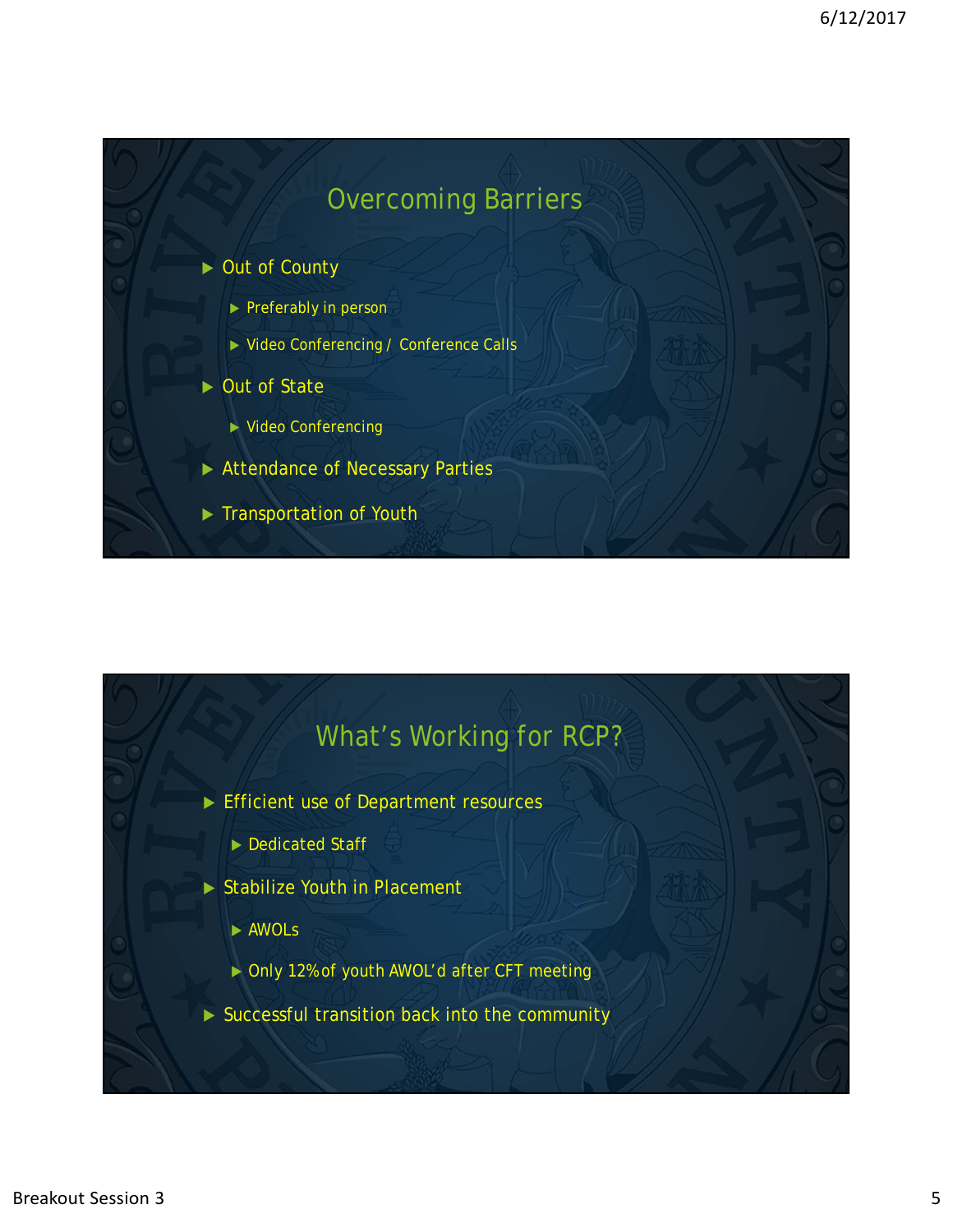## Overcoming Barriers

- Out of County
  - Preferably in person
  - Video Conferencing / Conference Calls
- Out of State
  - Video Conferencing
- Attendance of Necessary Parties
- Transportation of Youth

## What's Working for RCP?

- Efficient use of Department resources
  - Dedicated Staff
- Stabilize Youth in Placement
  - AWOLs
  - Only 12% of youth AWOL'd after CFT meeting
- Successful transition back into the community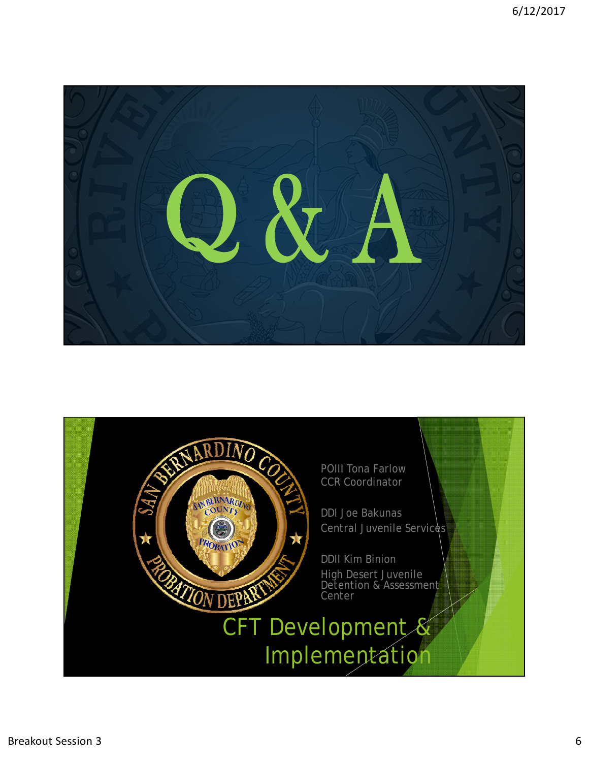# Q & A

POIII Tona Farlow
CCR Coordinator

DDI Joe Bakunas
Central Juvenile Services

DDII Kim Binion
High Desert Juvenile Detention & Assessment Center

## CFT Development & Implementation